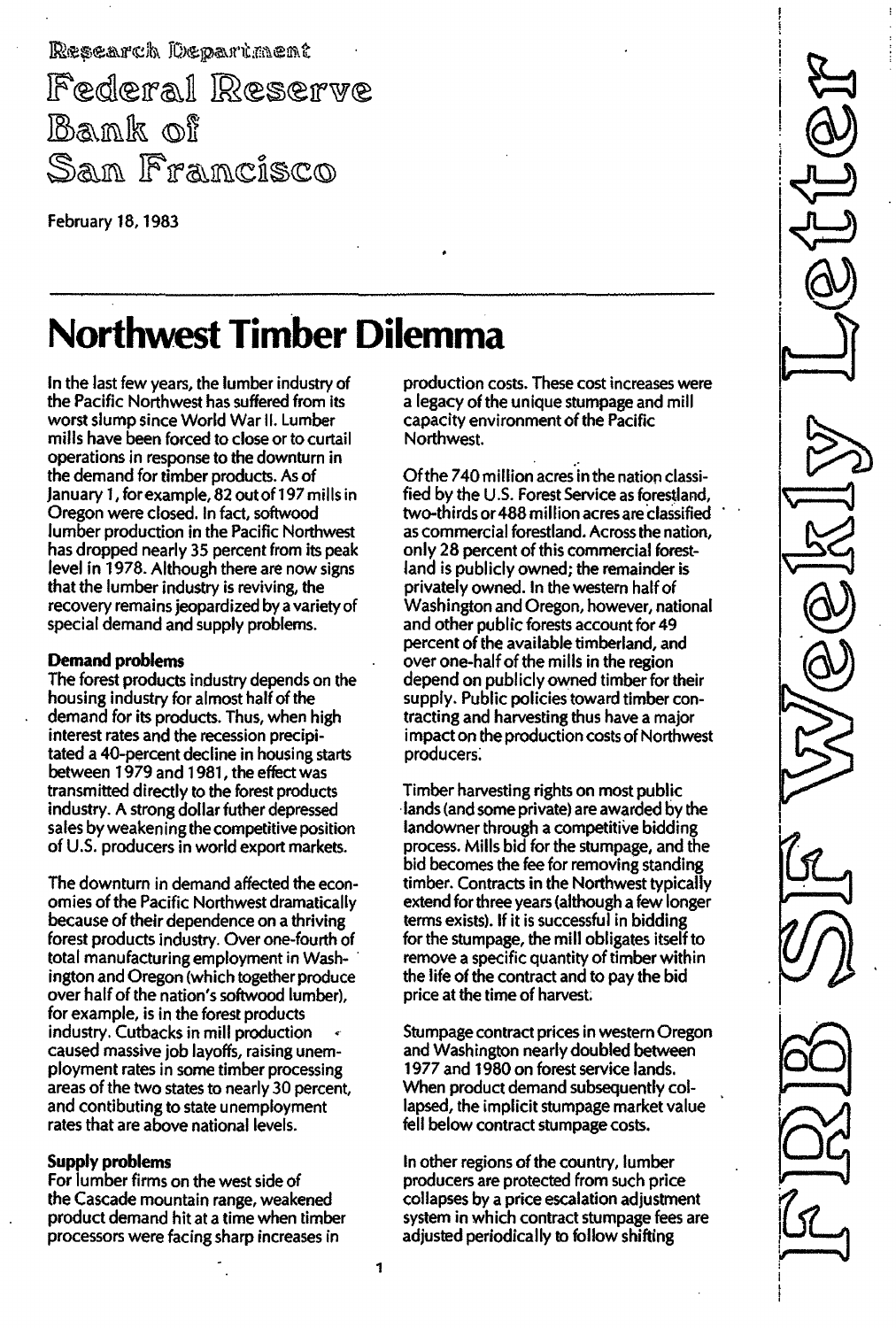Research Department

Federal Reserve Bank of San Francisco

February 18, 1983

FRBSF Weekly Letter

# Northwest Timber Dilemma

In the last few years, the lumber industry of the Pacific Northwest has suffered from its worst slump since World War II. Lumber mills have been forced to close or to curtail operations in response to the downturn in the demand for timber products. As of January 1, for example, 82 out of 197 mills in Oregon were closed. In fact, softwood lumber production in the Pacific Northwest has dropped nearly 35 percent from its peak level in 1978. Although there are now signs that the lumber industry is reviving, the recovery remains jeopardized by a variety of special demand and supply problems.

**Demand problems**

The forest products industry depends on the housing industry for almost half of the demand for its products. Thus, when high interest rates and the recession precipitated a 40-percent decline in housing starts between 1979 and 1981, the effect was transmitted directly to the forest products industry. A strong dollar futher depressed sales by weakening the competitive position of U.S. producers in world export markets.

The downturn in demand affected the economies of the Pacific Northwest dramatically because of their dependence on a thriving forest products industry. Over one-fourth of total manufacturing employment in Washington and Oregon (which together produce over half of the nation's softwood lumber), for example, is in the forest products industry. Cutbacks in mill production caused massive job layoffs, raising unemployment rates in some timber processing areas of the two states to nearly 30 percent, and contibuting to state unemployment rates that are above national levels.

**Supply problems**

For lumber firms on the west side of the Cascade mountain range, weakened product demand hit at a time when timber processors were facing sharp increases in production costs. These cost increases were a legacy of the unique stumpage and mill capacity environment of the Pacific Northwest.

Of the 740 million acres in the nation classified by the U.S. Forest Service as forestland, two-thirds or 488 million acres are classified as commercial forestland. Across the nation, only 28 percent of this commercial forestland is publicly owned; the remainder is privately owned. In the western half of Washington and Oregon, however, national and other public forests account for 49 percent of the available timberland, and over one-half of the mills in the region depend on publicly owned timber for their supply. Public policies toward timber contracting and harvesting thus have a major impact on the production costs of Northwest producers.

Timber harvesting rights on most public lands (and some private) are awarded by the landowner through a competitive bidding process. Mills bid for the stumpage, and the bid becomes the fee for removing standing timber. Contracts in the Northwest typically extend for three years (although a few longer terms exists). If it is successful in bidding for the stumpage, the mill obligates itself to remove a specific quantity of timber within the life of the contract and to pay the bid price at the time of harvest.

Stumpage contract prices in western Oregon and Washington nearly doubled between 1977 and 1980 on forest service lands. When product demand subsequently collapsed, the implicit stumpage market value fell below contract stumpage costs.

In other regions of the country, lumber producers are protected from such price collapses by a price escalation adjustment system in which contract stumpage fees are adjusted periodically to follow shifting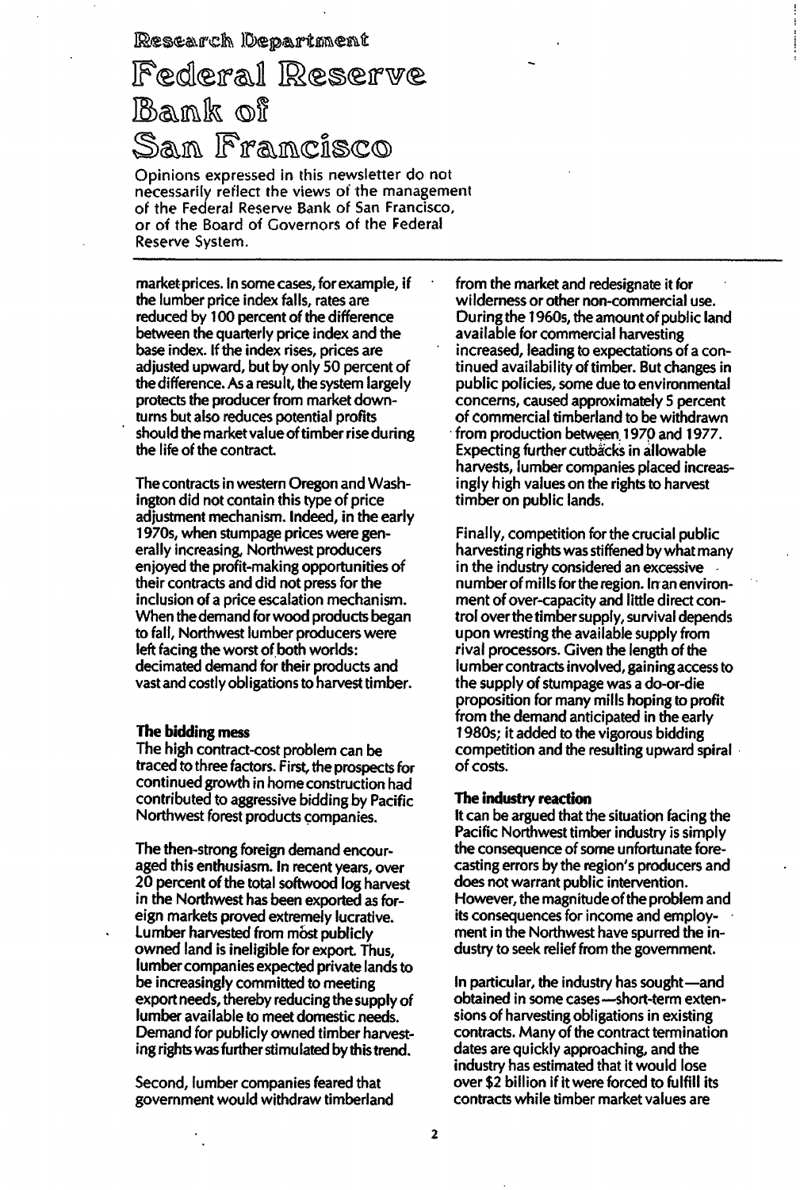market prices. In some cases, for example, if the lumber price index falls, rates are reduced by 100 percent of the difference between the quarterly price index and the base index. If the index rises, prices are adjusted upward, but by only 50 percent of the difference. As a result, the system largely protects the producer from market downturns but also reduces potential profits should the market value of timber rise during the life of the contract.

The contracts in western Oregon and Washington did not contain this type of price adjustment mechanism. Indeed, in the early 1970s, when stumpage prices were generally increasing, Northwest producers enjoyed the profit-making opportunities of their contracts and did not press for the inclusion of a price escalation mechanism. When the demand for wood products began to fall, Northwest lumber producers were left facing the worst of both worlds: decimated demand for their products and vast and costly obligations to harvest timber.

**The bidding mess**

The high contract-cost problem can be traced to three factors. First, the prospects for continued growth in home construction had contributed to aggressive bidding by Pacific Northwest forest products companies.

The then-strong foreign demand encouraged this enthusiasm. In recent years, over 20 percent of the total softwood log harvest in the Northwest has been exported as foreign markets proved extremely lucrative. Lumber harvested from most publicly owned land is ineligible for export. Thus, lumber companies expected private lands to be increasingly committed to meeting export needs, thereby reducing the supply of lumber available to meet domestic needs. Demand for publicly owned timber harvesting rights was further stimulated by this trend.

Second, lumber companies feared that government would withdraw timberland from the market and redesignate it for wilderness or other non-commercial use. During the 1960s, the amount of public land available for commercial harvesting increased, leading to expectations of a continued availability of timber. But changes in public policies, some due to environmental concerns, caused approximately 5 percent of commercial timberland to be withdrawn from production between 1970 and 1977. Expecting further cutbacks in allowable harvests, lumber companies placed increasingly high values on the rights to harvest timber on public lands.

Finally, competition for the crucial public harvesting rights was stiffened by what many in the industry considered an excessive number of mills for the region. In an environment of over-capacity and little direct control over the timber supply, survival depends upon wresting the available supply from rival processors. Given the length of the lumber contracts involved, gaining access to the supply of stumpage was a do-or-die proposition for many mills hoping to profit from the demand anticipated in the early 1980s; it added to the vigorous bidding competition and the resulting upward spiral of costs.

**The industry reaction**

It can be argued that the situation facing the Pacific Northwest timber industry is simply the consequence of some unfortunate forecasting errors by the region's producers and does not warrant public intervention. However, the magnitude of the problem and its consequences for income and employment in the Northwest have spurred the industry to seek relief from the government.

In particular, the industry has sought—and obtained in some cases—short-term extensions of harvesting obligations in existing contracts. Many of the contract termination dates are quickly approaching, and the industry has estimated that it would lose over $2 billion if it were forced to fulfill its contracts while timber market values are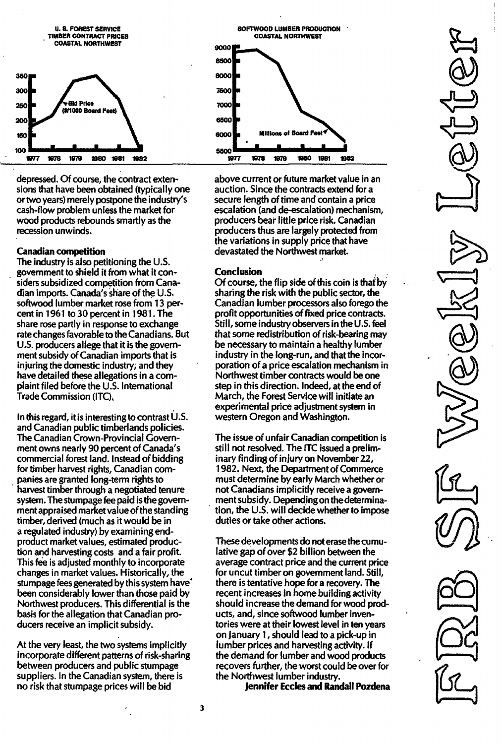U. S. FOREST SERVICE
TIMBER CONTRACT PRICES
COASTAL NORTHWEST

Bid Price ($/1000 Board Feet)

SOFTWOOD LUMBER PRODUCTION
COASTAL NORTHWEST

Millions of Board Feet

depressed. Of course, the contract extensions that have been obtained (typically one or two years) merely postpone the industry's cash-flow problem unless the market for wood products rebounds smartly as the recession unwinds.

**Canadian competition**

The industry is also petitioning the U.S. government to shield it from what it considers subsidized competition from Canadian imports. Canada's share of the U.S. softwood lumber market rose from 13 percent in 1961 to 30 percent in 1981. The share rose partly in response to exchange rate changes favorable to the Canadians. But U.S. producers allege that it is the government subsidy of Canadian imports that is injuring the domestic industry, and they have detailed these allegations in a complaint filed before the U.S. International Trade Commission (ITC).

In this regard, it is interesting to contrast U.S. and Canadian public timberlands policies. The Canadian Crown-Provincial Government owns nearly 90 percent of Canada's commercial forest land. Instead of bidding for timber harvest rights, Canadian companies are granted long-term rights to harvest timber through a negotiated tenure system. The stumpage fee paid is the government appraised market value of the standing timber, derived (much as it would be in a regulated industry) by examining end-product market values, estimated production and harvesting costs and a fair profit. This fee is adjusted monthly to incorporate changes in market values. Historically, the stumpage fees generated by this system have been considerably lower than those paid by Northwest producers. This differential is the basis for the allegation that Canadian producers receive an implicit subsidy.

At the very least, the two systems implicitly incorporate different patterns of risk-sharing between producers and public stumpage suppliers. In the Canadian system, there is no risk that stumpage prices will be bid above current or future market value in an auction. Since the contracts extend for a secure length of time and contain a price escalation (and de-escalation) mechanism, producers bear little price risk. Canadian producers thus are largely protected from the variations in supply price that have devastated the Northwest market.

**Conclusion**

Of course, the flip side of this coin is that by sharing the risk with the public sector, the Canadian lumber processors also forego the profit opportunities of fixed price contracts. Still, some industry observers in the U.S. feel that some redistribution of risk-bearing may be necessary to maintain a healthy lumber industry in the long-run, and that the incorporation of a price escalation mechanism in Northwest timber contracts would be one step in this direction. Indeed, at the end of March, the Forest Service will initiate an experimental price adjustment system in western Oregon and Washington.

The issue of unfair Canadian competition is still not resolved. The ITC issued a preliminary finding of injury on November 22, 1982. Next, the Department of Commerce must determine by early March whether or not Canadians implicitly receive a government subsidy. Depending on the determination, the U.S. will decide whether to impose duties or take other actions.

These developments do not erase the cumulative gap of over $2 billion between the average contract price and the current price for uncut timber on government land. Still, there is tentative hope for a recovery. The recent increases in home building activity should increase the demand for wood products, and, since softwood lumber inventories were at their lowest level in ten years on January 1, should lead to a pick-up in lumber prices and harvesting activity. If the demand for lumber and wood products recovers further, the worst could be over for the Northwest lumber industry.

**Jennifer Eccles and Randall Pozdena**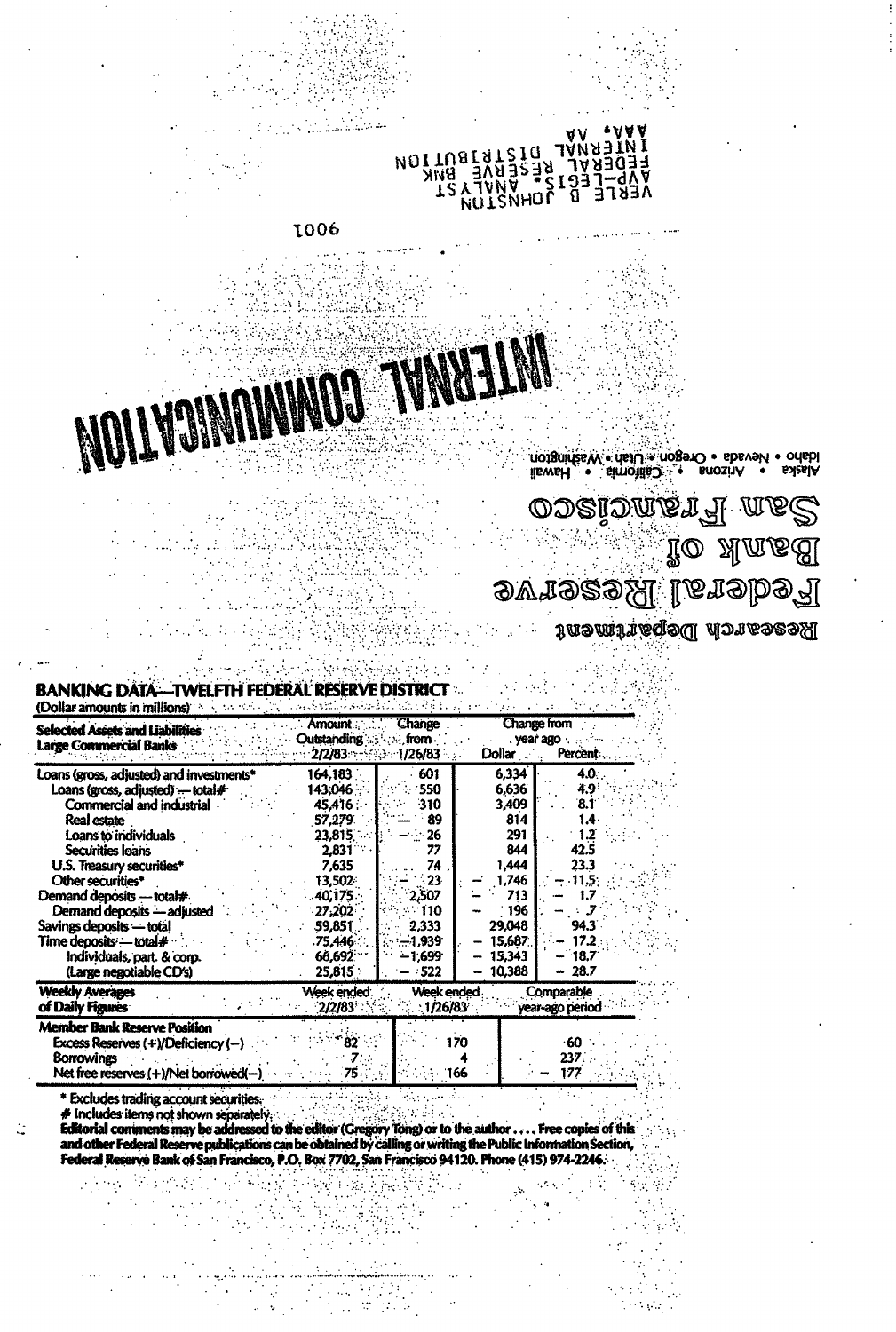VERLE B JOHNSTON
AVP-LEGIS. ANALYST
FEDERAL RESERVE BNK
INTERNAL DISTRIBUTION
AAA* AA

9001

# INTERNAL COMMUNICATION

Research Department

# Federal Reserve Bank of San Francisco

Alaska • Arizona • California • Hawaii
Idaho • Nevada • Oregon • Utah • Washington

## BANKING DATA—TWELFTH FEDERAL RESERVE DISTRICT

(Dollar amounts in millions)

| Selected Assets and Liabilities Large Commercial Banks | Amount Outstanding 2/2/83 | Change from 1/26/83 | Change from year ago Dollar | Percent |
|---|---|---|---|---|
| Loans (gross, adjusted) and investments* | 164,183 | 601 | 6,334 | 4.0 |
| Loans (gross, adjusted) — total# | 143,046 | 550 | 6,636 | 4.9 |
| Commercial and industrial | 45,416 | 310 | 3,409 | 8.1 |
| Real estate | 57,279 | — 89 | 814 | 1.4 |
| Loans to individuals | 23,815 | — 26 | 291 | 1.2 |
| Securities loans | 2,831 | 77 | 844 | 42.5 |
| U.S. Treasury securities* | 7,635 | 74 | 1,444 | 23.3 |
| Other securities* | 13,502 | — 23 | — 1,746 | — 11.5 |
| Demand deposits — total# | 40,175 | 2,507 | — 713 | — 1.7 |
| Demand deposits — adjusted | 27,202 | 110 | — 196 | — .7 |
| Savings deposits — total | 59,851 | 2,333 | 29,048 | 94.3 |
| Time deposits — total# | 75,446 | —1,939 | — 15,687 | — 17.2 |
| Individuals, part. & corp. | 66,692 | —1,699 | — 15,343 | — 18.7 |
| (Large negotiable CD's) | 25,815 | — 522 | — 10,388 | — 28.7 |
| **Weekly Averages of Daily Figures** | **Week ended 2/2/83** | **Week ended 1/26/83** | **Comparable year-ago period** | |
| **Member Bank Reserve Position** | | | | |
| Excess Reserves (+)/Deficiency (—) | 82 | 170 | 60 | |
| Borrowings | 7 | 4 | 237 | |
| Net free reserves (+)/Net borrowed(—) | 75 | 166 | — 177 | |

\* Excludes trading account securities.

\# Includes items not shown separately.

**Editorial comments may be addressed to the editor (Gregory Tong) or to the author . . . . Free copies of this and other Federal Reserve publications can be obtained by calling or writing the Public Information Section, Federal Reserve Bank of San Francisco, P.O. Box 7702, San Francisco 94120. Phone (415) 974-2246.**